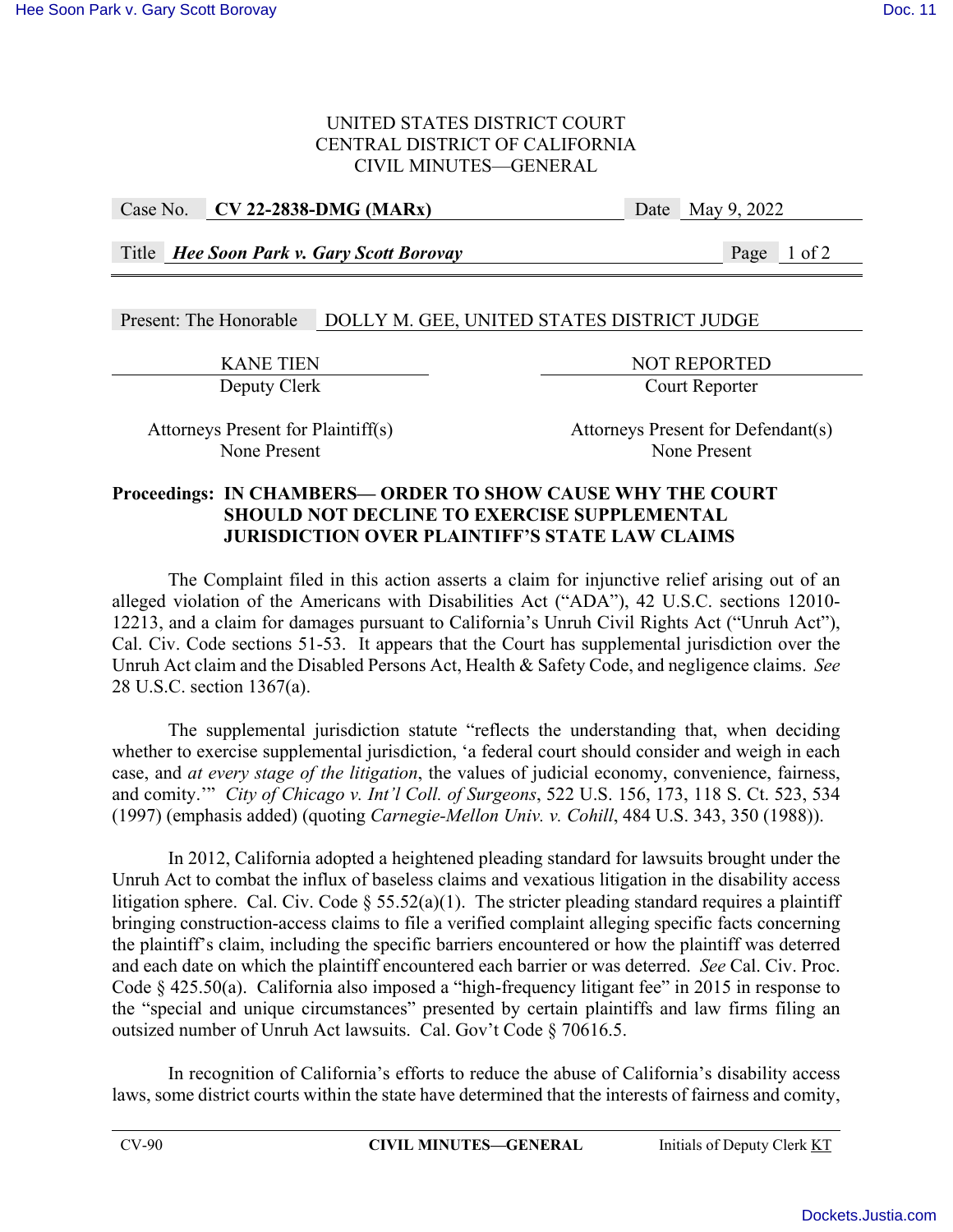UNITED STATES DISTRICT COURT
CENTRAL DISTRICT OF CALIFORNIA
CIVIL MINUTES—GENERAL

| Case No. | **CV 22-2838-DMG (MARx)** | Date | May 9, 2022 |
|---|---|---|---|
| Title | ***Hee Soon Park v. Gary Scott Borovay*** | | |

Present: The Honorable DOLLY M. GEE, UNITED STATES DISTRICT JUDGE

| KANE TIEN | NOT REPORTED |
|---|---|
| Deputy Clerk | Court Reporter |

| Attorneys Present for Plaintiff(s) | Attorneys Present for Defendant(s) |
|---|---|
| None Present | None Present |

**Proceedings: IN CHAMBERS— ORDER TO SHOW CAUSE WHY THE COURT SHOULD NOT DECLINE TO EXERCISE SUPPLEMENTAL JURISDICTION OVER PLAINTIFF'S STATE LAW CLAIMS**

The Complaint filed in this action asserts a claim for injunctive relief arising out of an alleged violation of the Americans with Disabilities Act ("ADA"), 42 U.S.C. sections 12010-12213, and a claim for damages pursuant to California's Unruh Civil Rights Act ("Unruh Act"), Cal. Civ. Code sections 51-53. It appears that the Court has supplemental jurisdiction over the Unruh Act claim and the Disabled Persons Act, Health & Safety Code, and negligence claims. *See* 28 U.S.C. section 1367(a).

The supplemental jurisdiction statute "reflects the understanding that, when deciding whether to exercise supplemental jurisdiction, 'a federal court should consider and weigh in each case, and *at every stage of the litigation*, the values of judicial economy, convenience, fairness, and comity.'" *City of Chicago v. Int'l Coll. of Surgeons*, 522 U.S. 156, 173, 118 S. Ct. 523, 534 (1997) (emphasis added) (quoting *Carnegie-Mellon Univ. v. Cohill*, 484 U.S. 343, 350 (1988)).

In 2012, California adopted a heightened pleading standard for lawsuits brought under the Unruh Act to combat the influx of baseless claims and vexatious litigation in the disability access litigation sphere. Cal. Civ. Code § 55.52(a)(1). The stricter pleading standard requires a plaintiff bringing construction-access claims to file a verified complaint alleging specific facts concerning the plaintiff's claim, including the specific barriers encountered or how the plaintiff was deterred and each date on which the plaintiff encountered each barrier or was deterred. *See* Cal. Civ. Proc. Code § 425.50(a). California also imposed a "high-frequency litigant fee" in 2015 in response to the "special and unique circumstances" presented by certain plaintiffs and law firms filing an outsized number of Unruh Act lawsuits. Cal. Gov't Code § 70616.5.

In recognition of California's efforts to reduce the abuse of California's disability access laws, some district courts within the state have determined that the interests of fairness and comity,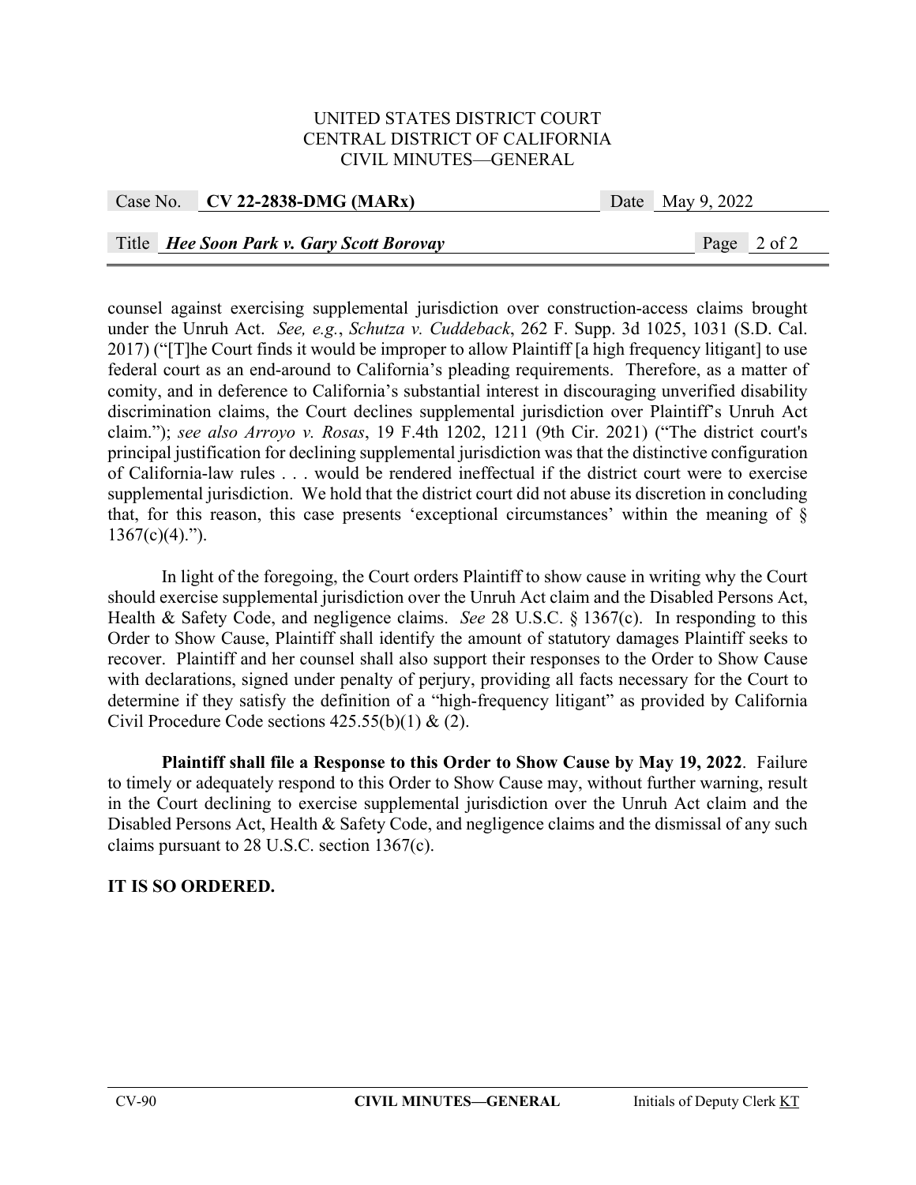counsel against exercising supplemental jurisdiction over construction-access claims brought under the Unruh Act. *See, e.g.*, *Schutza v. Cuddeback*, 262 F. Supp. 3d 1025, 1031 (S.D. Cal. 2017) ("[T]he Court finds it would be improper to allow Plaintiff [a high frequency litigant] to use federal court as an end-around to California's pleading requirements. Therefore, as a matter of comity, and in deference to California's substantial interest in discouraging unverified disability discrimination claims, the Court declines supplemental jurisdiction over Plaintiff's Unruh Act claim."); *see also Arroyo v. Rosas*, 19 F.4th 1202, 1211 (9th Cir. 2021) ("The district court's principal justification for declining supplemental jurisdiction was that the distinctive configuration of California-law rules . . . would be rendered ineffectual if the district court were to exercise supplemental jurisdiction. We hold that the district court did not abuse its discretion in concluding that, for this reason, this case presents 'exceptional circumstances' within the meaning of § 1367(c)(4).").

In light of the foregoing, the Court orders Plaintiff to show cause in writing why the Court should exercise supplemental jurisdiction over the Unruh Act claim and the Disabled Persons Act, Health & Safety Code, and negligence claims. *See* 28 U.S.C. § 1367(c). In responding to this Order to Show Cause, Plaintiff shall identify the amount of statutory damages Plaintiff seeks to recover. Plaintiff and her counsel shall also support their responses to the Order to Show Cause with declarations, signed under penalty of perjury, providing all facts necessary for the Court to determine if they satisfy the definition of a "high-frequency litigant" as provided by California Civil Procedure Code sections 425.55(b)(1) & (2).

**Plaintiff shall file a Response to this Order to Show Cause by May 19, 2022**. Failure to timely or adequately respond to this Order to Show Cause may, without further warning, result in the Court declining to exercise supplemental jurisdiction over the Unruh Act claim and the Disabled Persons Act, Health & Safety Code, and negligence claims and the dismissal of any such claims pursuant to 28 U.S.C. section 1367(c).

**IT IS SO ORDERED.**